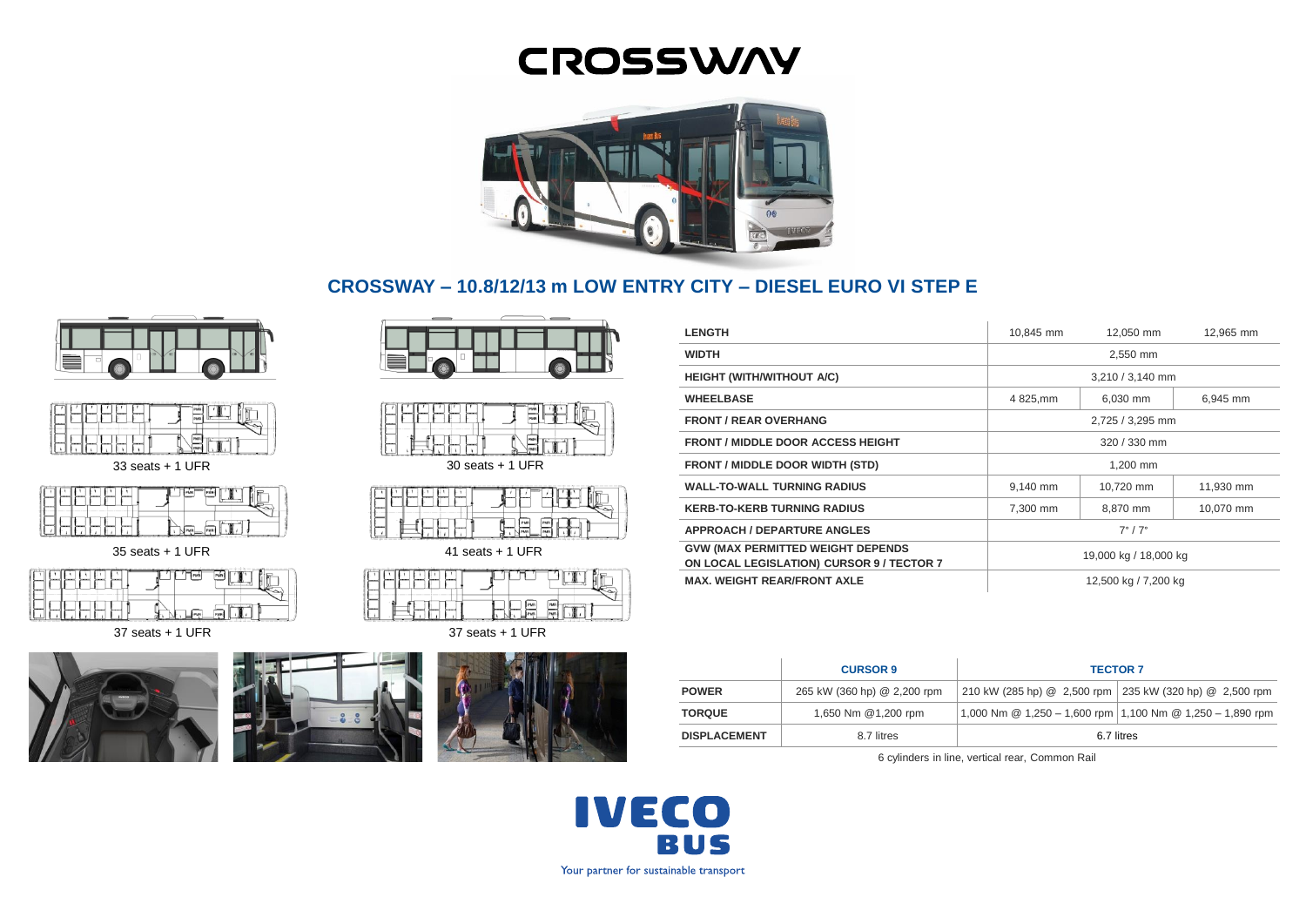# CROSSWAY

## CROSSWAY – 10.8/12/13 m LOW ENTRY CITY – DIESEL EURO VI STEP E

33 seats + 1 UFR

30 seats + 1 UFR

35 seats + 1 UFR

41 seats + 1 UFR

37 seats + 1 UFR

37 seats + 1 UFR

| | | | |
|---|---|---|---|
| **LENGTH** | 10,845 mm | 12,050 mm | 12,965 mm |
| **WIDTH** | 2,550 mm | | |
| **HEIGHT (WITH/WITHOUT A/C)** | 3,210 / 3,140 mm | | |
| **WHEELBASE** | 4 825,mm | 6,030 mm | 6,945 mm |
| **FRONT / REAR OVERHANG** | 2,725 / 3,295 mm | | |
| **FRONT / MIDDLE DOOR ACCESS HEIGHT** | 320 / 330 mm | | |
| **FRONT / MIDDLE DOOR WIDTH (STD)** | 1,200 mm | | |
| **WALL-TO-WALL TURNING RADIUS** | 9,140 mm | 10,720 mm | 11,930 mm |
| **KERB-TO-KERB TURNING RADIUS** | 7,300 mm | 8,870 mm | 10,070 mm |
| **APPROACH / DEPARTURE ANGLES** | 7° / 7° | | |
| **GVW (MAX PERMITTED WEIGHT DEPENDS ON LOCAL LEGISLATION) CURSOR 9 / TECTOR 7** | 19,000 kg / 18,000 kg | | |
| **MAX. WEIGHT REAR/FRONT AXLE** | 12,500 kg / 7,200 kg | | |

| | CURSOR 9 | TECTOR 7 | |
|---|---|---|---|
| **POWER** | 265 kW (360 hp) @ 2,200 rpm | 210 kW (285 hp) @ 2,500 rpm | 235 kW (320 hp) @ 2,500 rpm |
| **TORQUE** | 1,650 Nm @1,200 rpm | 1,000 Nm @ 1,250 – 1,600 rpm | 1,100 Nm @ 1,250 – 1,890 rpm |
| **DISPLACEMENT** | 8.7 litres | 6.7 litres | |

6 cylinders in line, vertical rear, Common Rail

IVECO BUS

Your partner for sustainable transport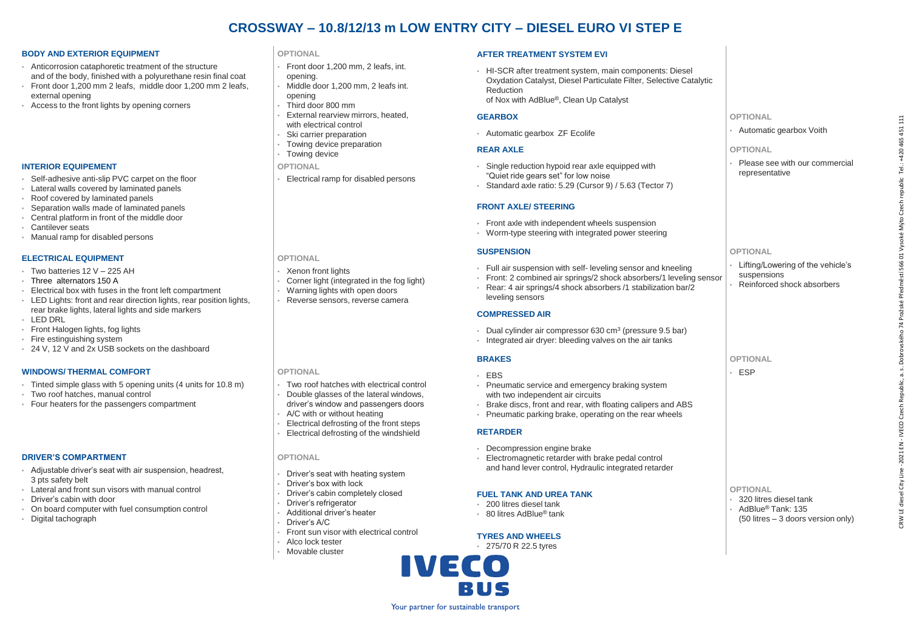# CROSSWAY – 10.8/12/13 m LOW ENTRY CITY – DIESEL EURO VI STEP E

### BODY AND EXTERIOR EQUIPMENT

- Anticorrosion cataphoretic treatment of the structure and of the body, finished with a polyurethane resin final coat
- Front door 1,200 mm 2 leafs, middle door 1,200 mm 2 leafs, external opening
- Access to the front lights by opening corners

**OPTIONAL**

- Front door 1,200 mm, 2 leafs, int. opening.
- Middle door 1,200 mm, 2 leafs int. opening
- Third door 800 mm
- External rearview mirrors, heated, with electrical control
- Ski carrier preparation
- Towing device preparation
- Towing device

### INTERIOR EQUIPEMENT

- Self-adhesive anti-slip PVC carpet on the floor
- Lateral walls covered by laminated panels
- Roof covered by laminated panels
- Separation walls made of laminated panels
- Central platform in front of the middle door
- Cantilever seats
- Manual ramp for disabled persons

**OPTIONAL**

- Electrical ramp for disabled persons

### ELECTRICAL EQUIPMENT

- Two batteries 12 V – 225 AH
- Three alternators 150 A
- Electrical box with fuses in the front left compartment
- LED Lights: front and rear direction lights, rear position lights, rear brake lights, lateral lights and side markers
- LED DRL
- Front Halogen lights, fog lights
- Fire estinguishing system
- 24 V, 12 V and 2x USB sockets on the dashboard

**OPTIONAL**

- Xenon front lights
- Corner light (integrated in the fog light)
- Warning lights with open doors
- Reverse sensors, reverse camera

### WINDOWS/ THERMAL COMFORT

- Tinted simple glass with 5 opening units (4 units for 10.8 m)
- Two roof hatches, manual control
- Four heaters for the passengers compartment

**OPTIONAL**

- Two roof hatches with electrical control
- Double glasses of the lateral windows, driver's window and passengers doors
- A/C with or without heating
- Electrical defrosting of the front steps
- Electrical defrosting of the windshield

### DRIVER'S COMPARTMENT

- Adjustable driver's seat with air suspension, headrest, 3 pts safety belt
- Lateral and front sun visors with manual control
- Driver's cabin with door
- On board computer with fuel consumption control
- Digital tachograph

**OPTIONAL**

- Driver's seat with heating system
- Driver's box with lock
- Driver's cabin completely closed
- Driver's refrigerator
- Additional driver's heater
- Driver's A/C
- Front sun visor with electrical control
- Alco lock tester
- Movable cluster

### AFTER TREATMENT SYSTEM EVI

- HI-SCR after treatment system, main components: Diesel Oxydation Catalyst, Diesel Particulate Filter, Selective Catalytic Reduction of Nox with AdBlue®, Clean Up Catalyst

### GEARBOX

- Automatic gearbox ZF Ecolife

**OPTIONAL**

- Automatic gearbox Voith

### REAR AXLE

- Single reduction hypoid rear axle equipped with "Quiet ride gears set" for low noise
- Standard axle ratio: 5.29 (Cursor 9) / 5.63 (Tector 7)

**OPTIONAL**

- Please see with our commercial representative

### FRONT AXLE/ STEERING

- Front axle with independent wheels suspension
- Worm-type steering with integrated power steering

### SUSPENSION

- Full air suspension with self- leveling sensor and kneeling
- Front: 2 combined air springs/2 shock absorbers/1 leveling sensor
- Rear: 4 air springs/4 shock absorbers /1 stabilization bar/2 leveling sensors

**OPTIONAL**

- Lifting/Lowering of the vehicle's suspensions
- Reinforced shock absorbers

### COMPRESSED AIR

- Dual cylinder air compressor 630 cm³ (pressure 9.5 bar)
- Integrated air dryer: bleeding valves on the air tanks

### BRAKES

- EBS
- Pneumatic service and emergency braking system with two independent air circuits
- Brake discs, front and rear, with floating calipers and ABS
- Pneumatic parking brake, operating on the rear wheels

**OPTIONAL**

- ESP

### RETARDER

- Decompression engine brake
- Electromagnetic retarder with brake pedal control and hand lever control, Hydraulic integrated retarder

### FUEL TANK AND UREA TANK

- 200 litres diesel tank
- 80 litres AdBlue® tank

**OPTIONAL**

- 320 litres diesel tank
- AdBlue® Tank: 135 (50 litres – 3 doors version only)

### TYRES AND WHEELS

- 275/70 R 22.5 tyres

IVECO BUS

Your partner for sustainable transport

CRW LE diesel City Line - 2021 EN - IVECO Czech Republic, a. s. Dobrovského 74 Pražské Předměstí 566 01 Vysoké Mýto Czech republic Tel.: +420 465 451 111